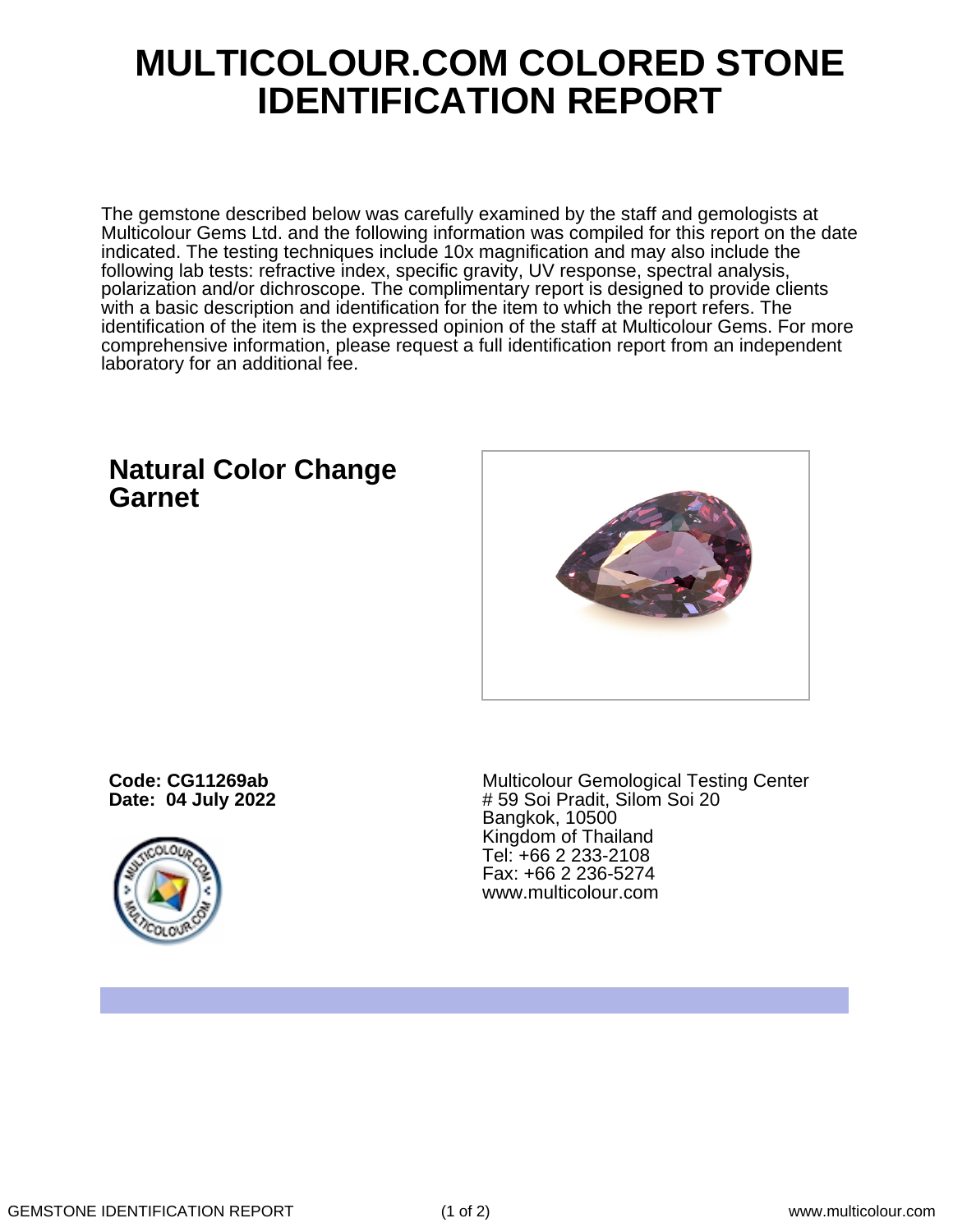# MULTICOLOUR.COM COLORED STONE IDENTIFICATION REPORT

The gemstone described below was carefully examined by the staff and gemologists at Multicolour Gems Ltd. and the following information was compiled for this report on the date indicated. The testing techniques include 10x magnification and may also include the following lab tests: refractive index, specific gravity, UV response, spectral analysis, polarization and/or dichroscope. The complimentary report is designed to provide clients with a basic description and identification for the item to which the report refers. The identification of the item is the expressed opinion of the staff at Multicolour Gems. For more comprehensive information, please request a full identification report from an independent laboratory for an additional fee.

## Natural Color Change Garnet

**Code: CG11269ab**
**Date: 04 July 2022**

Multicolour Gemological Testing Center
# 59 Soi Pradit, Silom Soi 20
Bangkok, 10500
Kingdom of Thailand
Tel: +66 2 233-2108
Fax: +66 2 236-5274
www.multicolour.com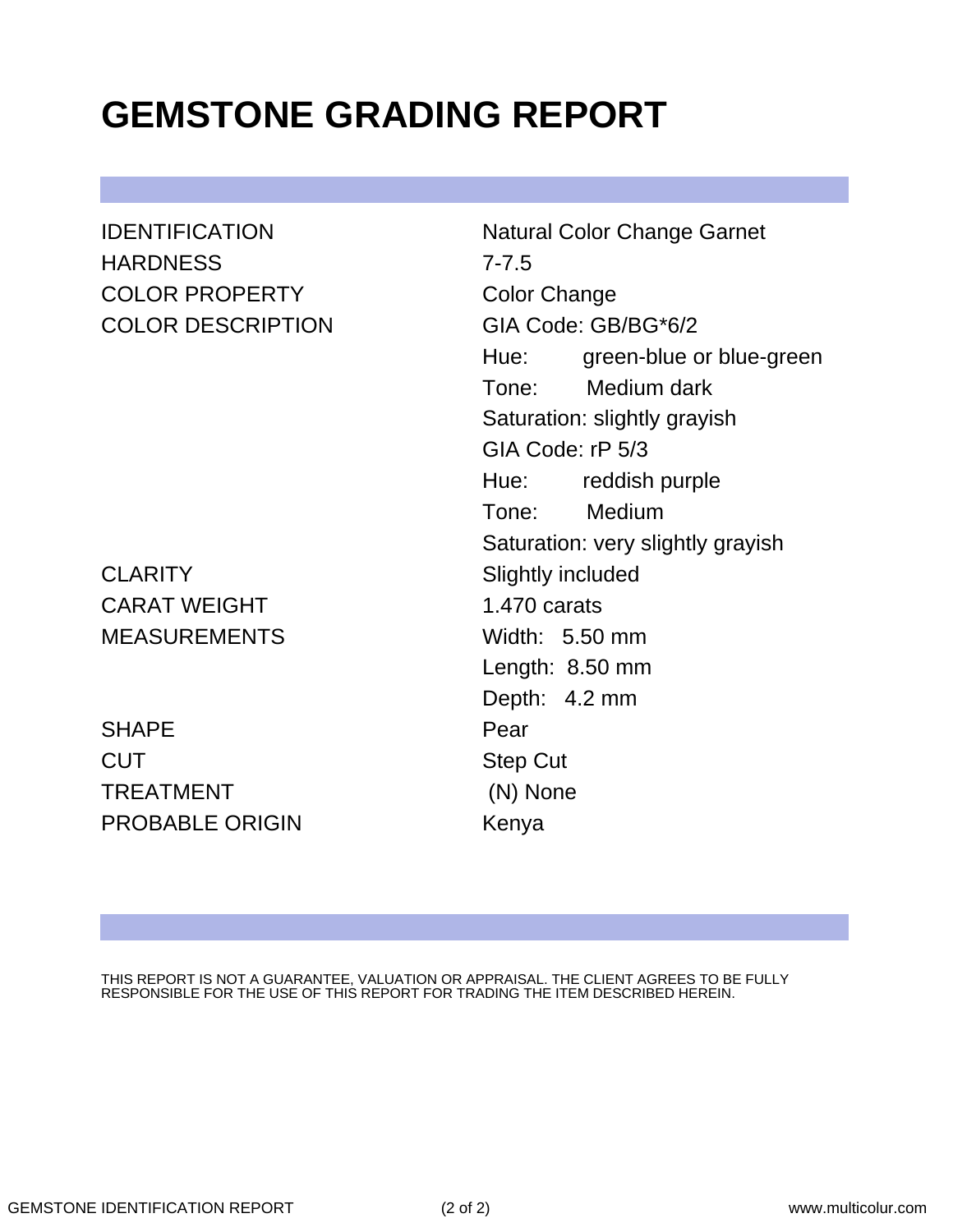# GEMSTONE GRADING REPORT

| | |
|---|---|
| IDENTIFICATION | Natural Color Change Garnet |
| HARDNESS | 7-7.5 |
| COLOR PROPERTY | Color Change |
| COLOR DESCRIPTION | GIA Code: GB/BG*6/2 |
| | Hue: green-blue or blue-green |
| | Tone: Medium dark |
| | Saturation: slightly grayish |
| | GIA Code: rP 5/3 |
| | Hue: reddish purple |
| | Tone: Medium |
| | Saturation: very slightly grayish |
| CLARITY | Slightly included |
| CARAT WEIGHT | 1.470 carats |
| MEASUREMENTS | Width: 5.50 mm |
| | Length: 8.50 mm |
| | Depth: 4.2 mm |
| SHAPE | Pear |
| CUT | Step Cut |
| TREATMENT | (N) None |
| PROBABLE ORIGIN | Kenya |

THIS REPORT IS NOT A GUARANTEE, VALUATION OR APPRAISAL. THE CLIENT AGREES TO BE FULLY RESPONSIBLE FOR THE USE OF THIS REPORT FOR TRADING THE ITEM DESCRIBED HEREIN.